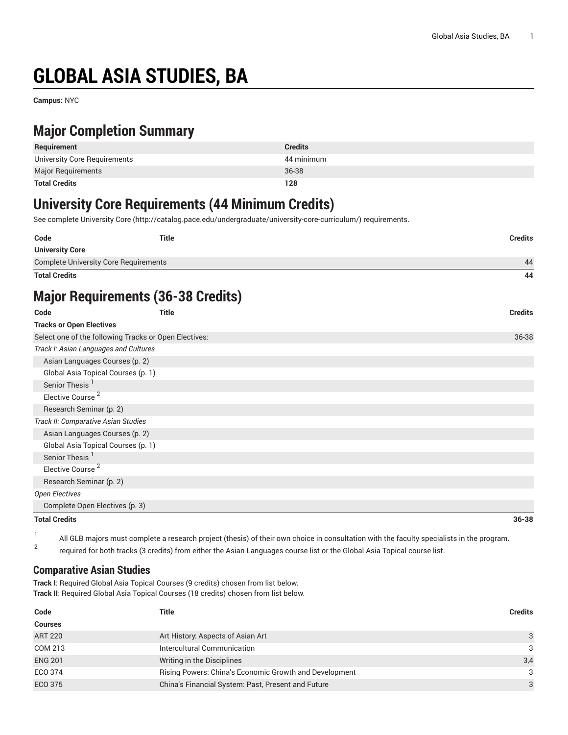# GLOBAL ASIA STUDIES, BA

**Campus:** NYC

## Major Completion Summary

| Requirement | Credits |
| --- | --- |
| University Core Requirements | 44 minimum |
| Major Requirements | 36-38 |
| **Total Credits** | **128** |

## University Core Requirements (44 Minimum Credits)

See complete University Core (http://catalog.pace.edu/undergraduate/university-core-curriculum/) requirements.

| Code | Title | Credits |
| --- | --- | --- |
| **University Core** | | |
| Complete University Core Requirements | | 44 |
| **Total Credits** | | **44** |

## Major Requirements (36-38 Credits)

| Code | Title | Credits |
| --- | --- | --- |
| **Tracks or Open Electives** | | |
| Select one of the following Tracks or Open Electives: | | 36-38 |
| *Track I: Asian Languages and Cultures* | | |
| Asian Languages Courses (p. 2) | | |
| Global Asia Topical Courses (p. 1) | | |
| Senior Thesis [1] | | |
| Elective Course [2] | | |
| Research Seminar (p. 2) | | |
| *Track II: Comparative Asian Studies* | | |
| Asian Languages Courses (p. 2) | | |
| Global Asia Topical Courses (p. 1) | | |
| Senior Thesis [1] | | |
| Elective Course [2] | | |
| Research Seminar (p. 2) | | |
| *Open Electives* | | |
| Complete Open Electives (p. 3) | | |
| **Total Credits** | | **36-38** |

1. All GLB majors must complete a research project (thesis) of their own choice in consultation with the faculty specialists in the program.
2. required for both tracks (3 credits) from either the Asian Languages course list or the Global Asia Topical course list.

### Comparative Asian Studies

**Track I**: Required Global Asia Topical Courses (9 credits) chosen from list below.
**Track II**: Required Global Asia Topical Courses (18 credits) chosen from list below.

| Code | Title | Credits |
| --- | --- | --- |
| **Courses** | | |
| ART 220 | Art History: Aspects of Asian Art | 3 |
| COM 213 | Intercultural Communication | 3 |
| ENG 201 | Writing in the Disciplines | 3,4 |
| ECO 374 | Rising Powers: China's Economic Growth and Development | 3 |
| ECO 375 | China's Financial System: Past, Present and Future | 3 |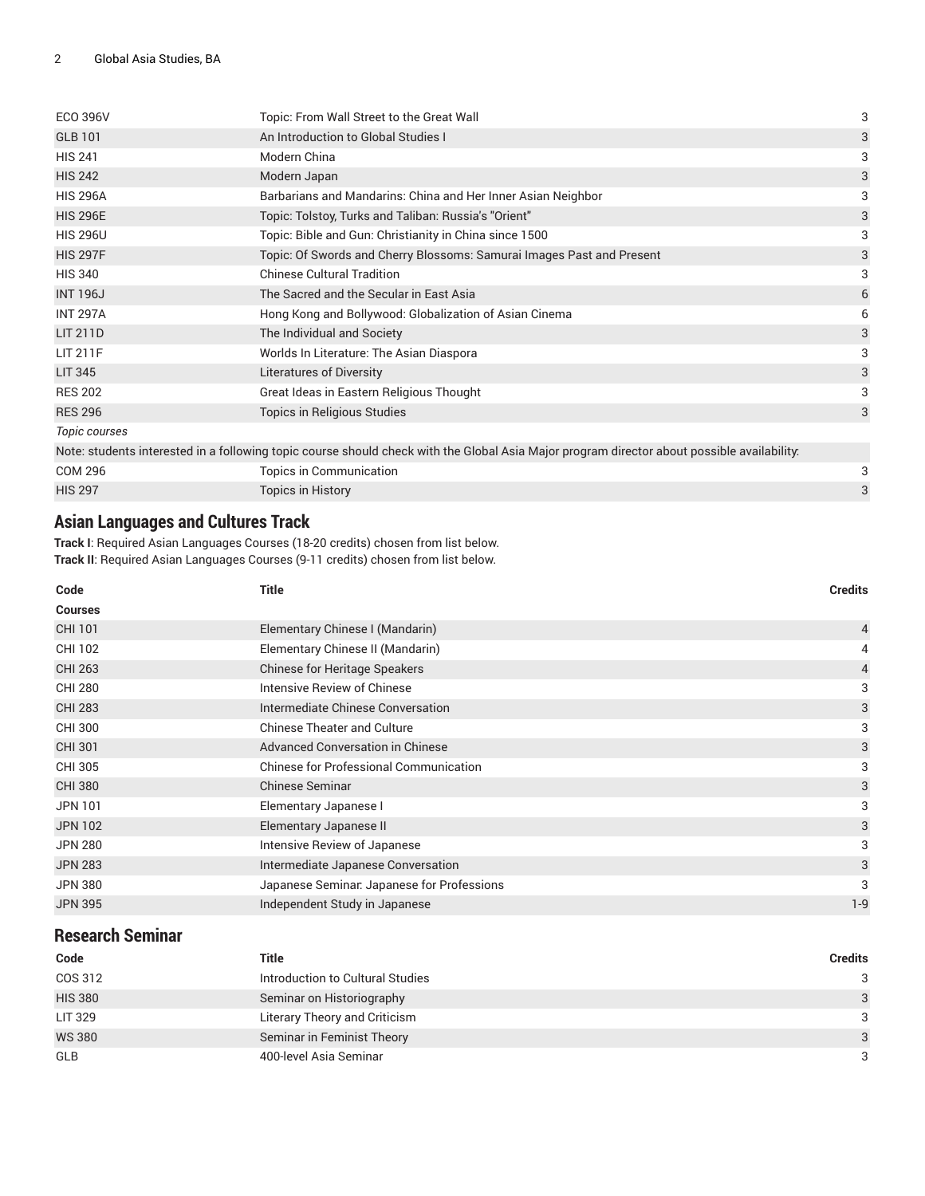| | | |
|---|---|---|
| ECO 396V | Topic: From Wall Street to the Great Wall | 3 |
| GLB 101 | An Introduction to Global Studies I | 3 |
| HIS 241 | Modern China | 3 |
| HIS 242 | Modern Japan | 3 |
| HIS 296A | Barbarians and Mandarins: China and Her Inner Asian Neighbor | 3 |
| HIS 296E | Topic: Tolstoy, Turks and Taliban: Russia's "Orient" | 3 |
| HIS 296U | Topic: Bible and Gun: Christianity in China since 1500 | 3 |
| HIS 297F | Topic: Of Swords and Cherry Blossoms: Samurai Images Past and Present | 3 |
| HIS 340 | Chinese Cultural Tradition | 3 |
| INT 196J | The Sacred and the Secular in East Asia | 6 |
| INT 297A | Hong Kong and Bollywood: Globalization of Asian Cinema | 6 |
| LIT 211D | The Individual and Society | 3 |
| LIT 211F | Worlds In Literature: The Asian Diaspora | 3 |
| LIT 345 | Literatures of Diversity | 3 |
| RES 202 | Great Ideas in Eastern Religious Thought | 3 |
| RES 296 | Topics in Religious Studies | 3 |
| *Topic courses* | | |
| Note: students interested in a following topic course should check with the Global Asia Major program director about possible availability: | | |
| COM 296 | Topics in Communication | 3 |
| HIS 297 | Topics in History | 3 |

## Asian Languages and Cultures Track

**Track I**: Required Asian Languages Courses (18-20 credits) chosen from list below.
**Track II**: Required Asian Languages Courses (9-11 credits) chosen from list below.

| Code | Title | Credits |
|---|---|---|
| **Courses** | | |
| CHI 101 | Elementary Chinese I (Mandarin) | 4 |
| CHI 102 | Elementary Chinese II (Mandarin) | 4 |
| CHI 263 | Chinese for Heritage Speakers | 4 |
| CHI 280 | Intensive Review of Chinese | 3 |
| CHI 283 | Intermediate Chinese Conversation | 3 |
| CHI 300 | Chinese Theater and Culture | 3 |
| CHI 301 | Advanced Conversation in Chinese | 3 |
| CHI 305 | Chinese for Professional Communication | 3 |
| CHI 380 | Chinese Seminar | 3 |
| JPN 101 | Elementary Japanese I | 3 |
| JPN 102 | Elementary Japanese II | 3 |
| JPN 280 | Intensive Review of Japanese | 3 |
| JPN 283 | Intermediate Japanese Conversation | 3 |
| JPN 380 | Japanese Seminar: Japanese for Professions | 3 |
| JPN 395 | Independent Study in Japanese | 1-9 |

## Research Seminar

| Code | Title | Credits |
|---|---|---|
| COS 312 | Introduction to Cultural Studies | 3 |
| HIS 380 | Seminar on Historiography | 3 |
| LIT 329 | Literary Theory and Criticism | 3 |
| WS 380 | Seminar in Feminist Theory | 3 |
| GLB | 400-level Asia Seminar | 3 |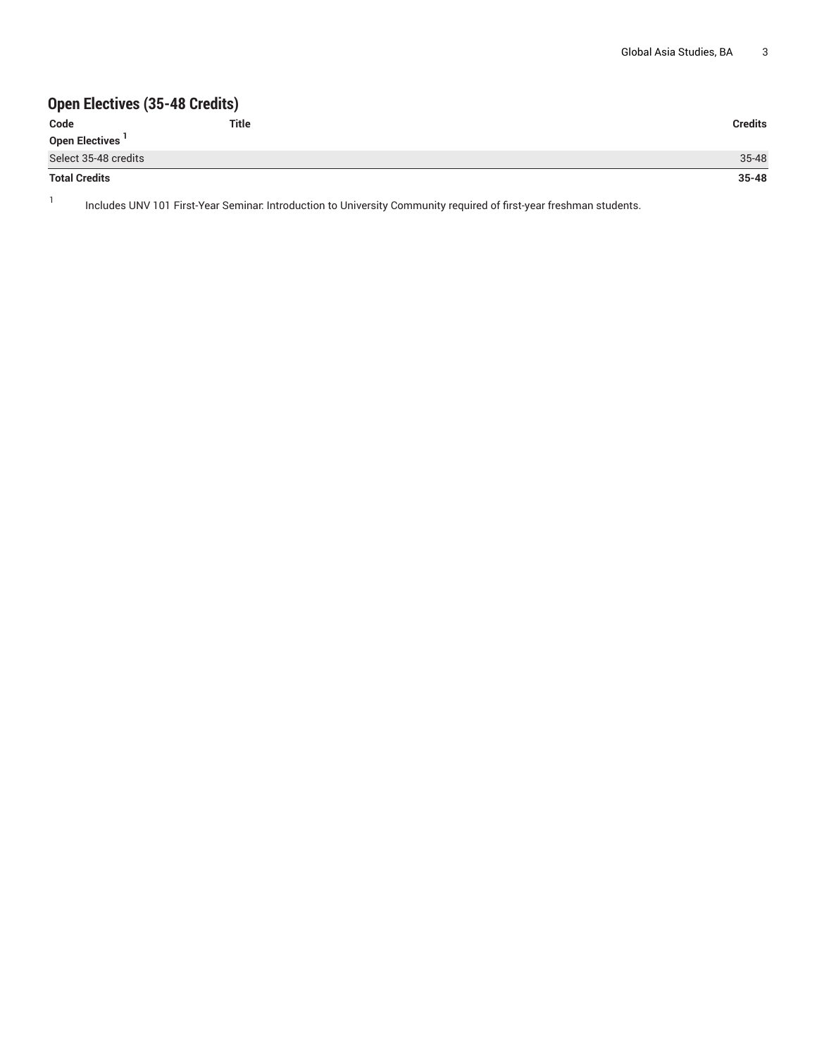## Open Electives (35-48 Credits)

| Code | Title | Credits |
|---|---|---|
| **Open Electives** [1] | | |
| Select 35-48 credits | | 35-48 |
| **Total Credits** | | **35-48** |

[1] Includes UNV 101 First-Year Seminar: Introduction to University Community required of first-year freshman students.